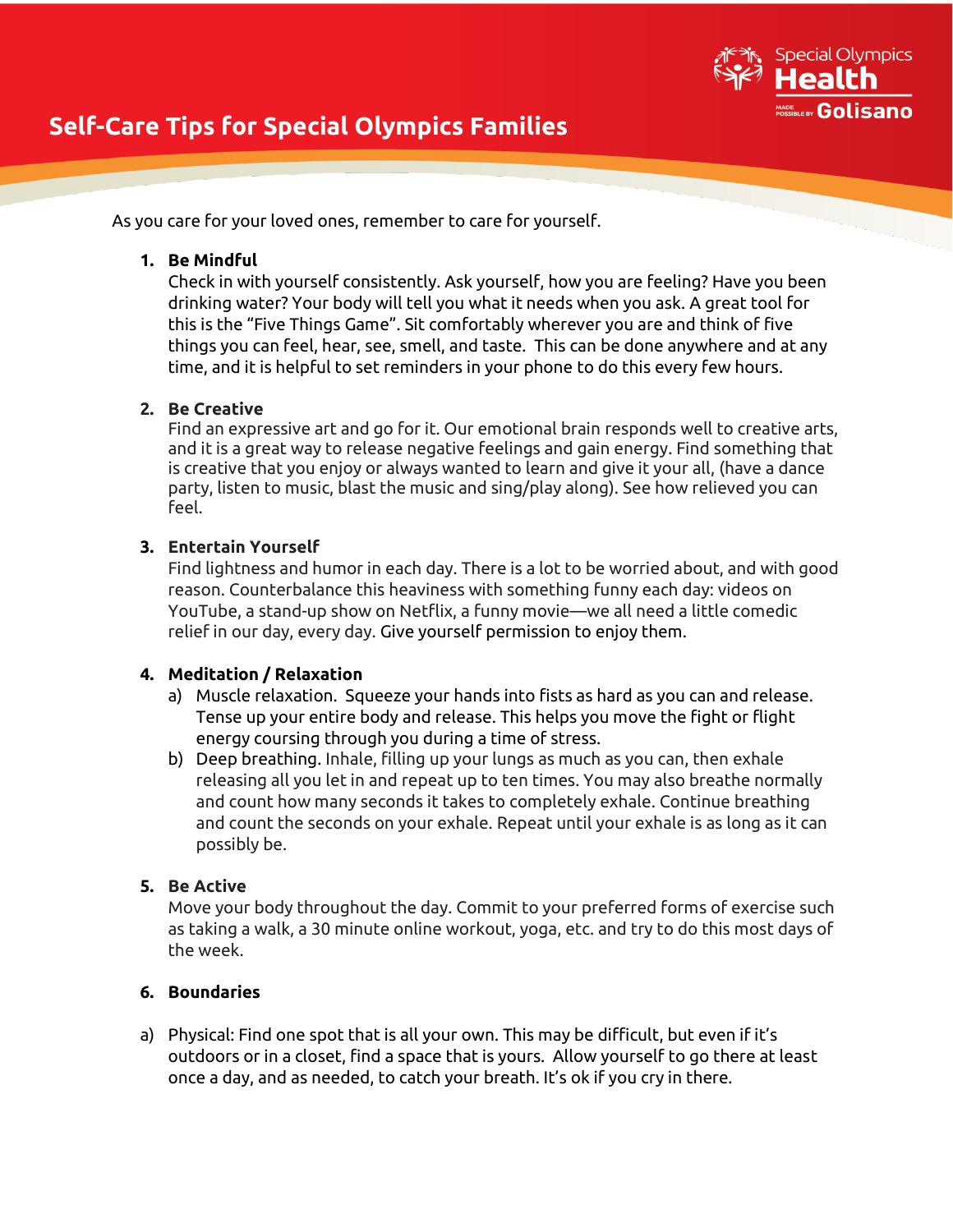# Self-Care Tips for Special Olympics Families

As you care for your loved ones, remember to care for yourself.

1. **Be Mindful**
   Check in with yourself consistently. Ask yourself, how you are feeling? Have you been drinking water? Your body will tell you what it needs when you ask. A great tool for this is the "Five Things Game". Sit comfortably wherever you are and think of five things you can feel, hear, see, smell, and taste. This can be done anywhere and at any time, and it is helpful to set reminders in your phone to do this every few hours.

2. **Be Creative**
   Find an expressive art and go for it. Our emotional brain responds well to creative arts, and it is a great way to release negative feelings and gain energy. Find something that is creative that you enjoy or always wanted to learn and give it your all, (have a dance party, listen to music, blast the music and sing/play along). See how relieved you can feel.

3. **Entertain Yourself**
   Find lightness and humor in each day. There is a lot to be worried about, and with good reason. Counterbalance this heaviness with something funny each day: videos on YouTube, a stand-up show on Netflix, a funny movie—we all need a little comedic relief in our day, every day. Give yourself permission to enjoy them.

4. **Meditation / Relaxation**
   a) Muscle relaxation. Squeeze your hands into fists as hard as you can and release. Tense up your entire body and release. This helps you move the fight or flight energy coursing through you during a time of stress.
   b) Deep breathing. Inhale, filling up your lungs as much as you can, then exhale releasing all you let in and repeat up to ten times. You may also breathe normally and count how many seconds it takes to completely exhale. Continue breathing and count the seconds on your exhale. Repeat until your exhale is as long as it can possibly be.

5. **Be Active**
   Move your body throughout the day. Commit to your preferred forms of exercise such as taking a walk, a 30 minute online workout, yoga, etc. and try to do this most days of the week.

6. **Boundaries**

a) Physical: Find one spot that is all your own. This may be difficult, but even if it's outdoors or in a closet, find a space that is yours. Allow yourself to go there at least once a day, and as needed, to catch your breath. It's ok if you cry in there.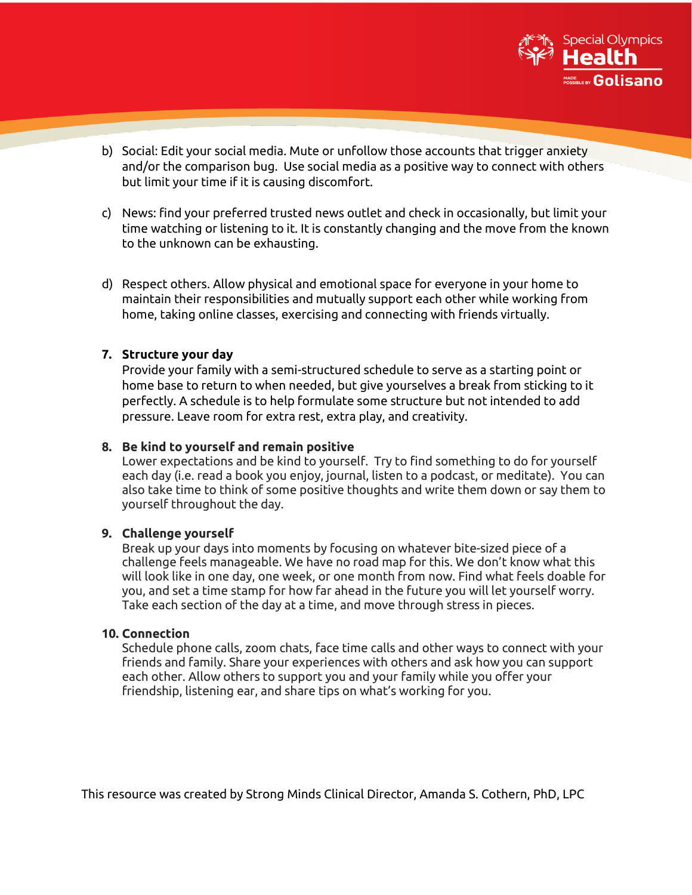b) Social: Edit your social media. Mute or unfollow those accounts that trigger anxiety and/or the comparison bug. Use social media as a positive way to connect with others but limit your time if it is causing discomfort.

c) News: find your preferred trusted news outlet and check in occasionally, but limit your time watching or listening to it. It is constantly changing and the move from the known to the unknown can be exhausting.

d) Respect others. Allow physical and emotional space for everyone in your home to maintain their responsibilities and mutually support each other while working from home, taking online classes, exercising and connecting with friends virtually.

7. **Structure your day**
   Provide your family with a semi-structured schedule to serve as a starting point or home base to return to when needed, but give yourselves a break from sticking to it perfectly. A schedule is to help formulate some structure but not intended to add pressure. Leave room for extra rest, extra play, and creativity.

8. **Be kind to yourself and remain positive**
   Lower expectations and be kind to yourself. Try to find something to do for yourself each day (i.e. read a book you enjoy, journal, listen to a podcast, or meditate). You can also take time to think of some positive thoughts and write them down or say them to yourself throughout the day.

9. **Challenge yourself**
   Break up your days into moments by focusing on whatever bite-sized piece of a challenge feels manageable. We have no road map for this. We don't know what this will look like in one day, one week, or one month from now. Find what feels doable for you, and set a time stamp for how far ahead in the future you will let yourself worry. Take each section of the day at a time, and move through stress in pieces.

10. **Connection**
    Schedule phone calls, zoom chats, face time calls and other ways to connect with your friends and family. Share your experiences with others and ask how you can support each other. Allow others to support you and your family while you offer your friendship, listening ear, and share tips on what's working for you.

This resource was created by Strong Minds Clinical Director, Amanda S. Cothern, PhD, LPC